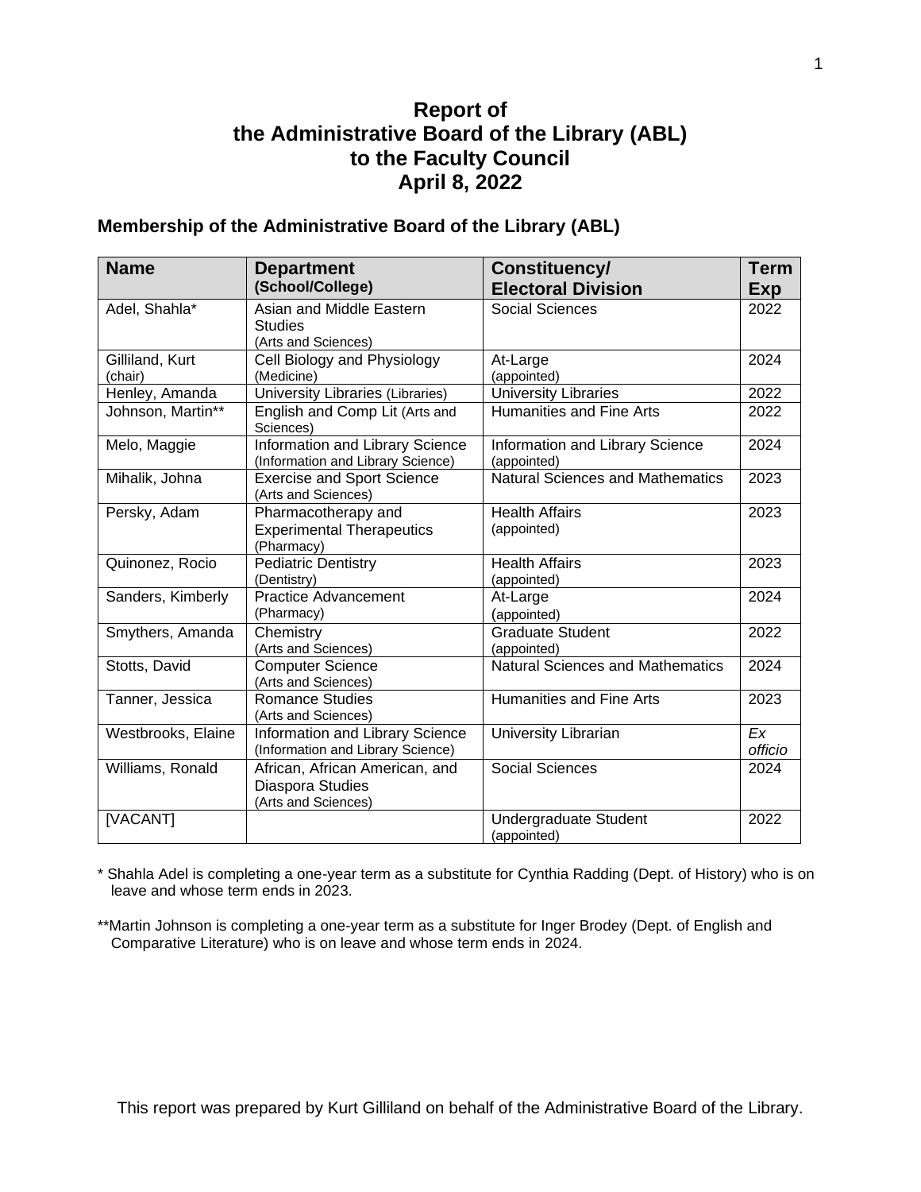# Report of the Administrative Board of the Library (ABL) to the Faculty Council April 8, 2022

## Membership of the Administrative Board of the Library (ABL)

| Name | Department (School/College) | Constituency/ Electoral Division | Term Exp |
|---|---|---|---|
| Adel, Shahla* | Asian and Middle Eastern Studies (Arts and Sciences) | Social Sciences | 2022 |
| Gilliland, Kurt (chair) | Cell Biology and Physiology (Medicine) | At-Large (appointed) | 2024 |
| Henley, Amanda | University Libraries (Libraries) | University Libraries | 2022 |
| Johnson, Martin** | English and Comp Lit (Arts and Sciences) | Humanities and Fine Arts | 2022 |
| Melo, Maggie | Information and Library Science (Information and Library Science) | Information and Library Science (appointed) | 2024 |
| Mihalik, Johna | Exercise and Sport Science (Arts and Sciences) | Natural Sciences and Mathematics | 2023 |
| Persky, Adam | Pharmacotherapy and Experimental Therapeutics (Pharmacy) | Health Affairs (appointed) | 2023 |
| Quinonez, Rocio | Pediatric Dentistry (Dentistry) | Health Affairs (appointed) | 2023 |
| Sanders, Kimberly | Practice Advancement (Pharmacy) | At-Large (appointed) | 2024 |
| Smythers, Amanda | Chemistry (Arts and Sciences) | Graduate Student (appointed) | 2022 |
| Stotts, David | Computer Science (Arts and Sciences) | Natural Sciences and Mathematics | 2024 |
| Tanner, Jessica | Romance Studies (Arts and Sciences) | Humanities and Fine Arts | 2023 |
| Westbrooks, Elaine | Information and Library Science (Information and Library Science) | University Librarian | *Ex officio* |
| Williams, Ronald | African, African American, and Diaspora Studies (Arts and Sciences) | Social Sciences | 2024 |
| [VACANT] | | Undergraduate Student (appointed) | 2022 |

* Shahla Adel is completing a one-year term as a substitute for Cynthia Radding (Dept. of History) who is on leave and whose term ends in 2023.

**Martin Johnson is completing a one-year term as a substitute for Inger Brodey (Dept. of English and Comparative Literature) who is on leave and whose term ends in 2024.

This report was prepared by Kurt Gilliland on behalf of the Administrative Board of the Library.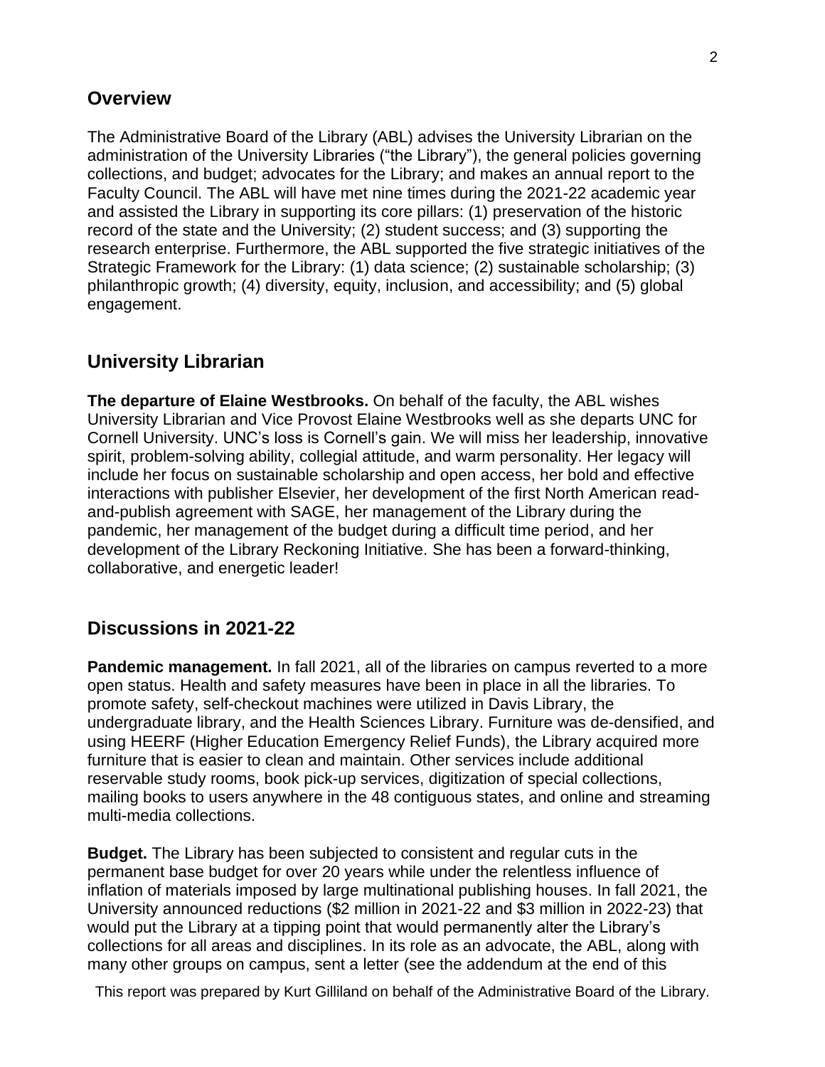## Overview

The Administrative Board of the Library (ABL) advises the University Librarian on the administration of the University Libraries ("the Library"), the general policies governing collections, and budget; advocates for the Library; and makes an annual report to the Faculty Council. The ABL will have met nine times during the 2021-22 academic year and assisted the Library in supporting its core pillars: (1) preservation of the historic record of the state and the University; (2) student success; and (3) supporting the research enterprise. Furthermore, the ABL supported the five strategic initiatives of the Strategic Framework for the Library: (1) data science; (2) sustainable scholarship; (3) philanthropic growth; (4) diversity, equity, inclusion, and accessibility; and (5) global engagement.

## University Librarian

**The departure of Elaine Westbrooks.** On behalf of the faculty, the ABL wishes University Librarian and Vice Provost Elaine Westbrooks well as she departs UNC for Cornell University. UNC's loss is Cornell's gain. We will miss her leadership, innovative spirit, problem-solving ability, collegial attitude, and warm personality. Her legacy will include her focus on sustainable scholarship and open access, her bold and effective interactions with publisher Elsevier, her development of the first North American read-and-publish agreement with SAGE, her management of the Library during the pandemic, her management of the budget during a difficult time period, and her development of the Library Reckoning Initiative. She has been a forward-thinking, collaborative, and energetic leader!

## Discussions in 2021-22

**Pandemic management.** In fall 2021, all of the libraries on campus reverted to a more open status. Health and safety measures have been in place in all the libraries. To promote safety, self-checkout machines were utilized in Davis Library, the undergraduate library, and the Health Sciences Library. Furniture was de-densified, and using HEERF (Higher Education Emergency Relief Funds), the Library acquired more furniture that is easier to clean and maintain. Other services include additional reservable study rooms, book pick-up services, digitization of special collections, mailing books to users anywhere in the 48 contiguous states, and online and streaming multi-media collections.

**Budget.** The Library has been subjected to consistent and regular cuts in the permanent base budget for over 20 years while under the relentless influence of inflation of materials imposed by large multinational publishing houses. In fall 2021, the University announced reductions ($2 million in 2021-22 and $3 million in 2022-23) that would put the Library at a tipping point that would permanently alter the Library's collections for all areas and disciplines. In its role as an advocate, the ABL, along with many other groups on campus, sent a letter (see the addendum at the end of this

This report was prepared by Kurt Gilliland on behalf of the Administrative Board of the Library.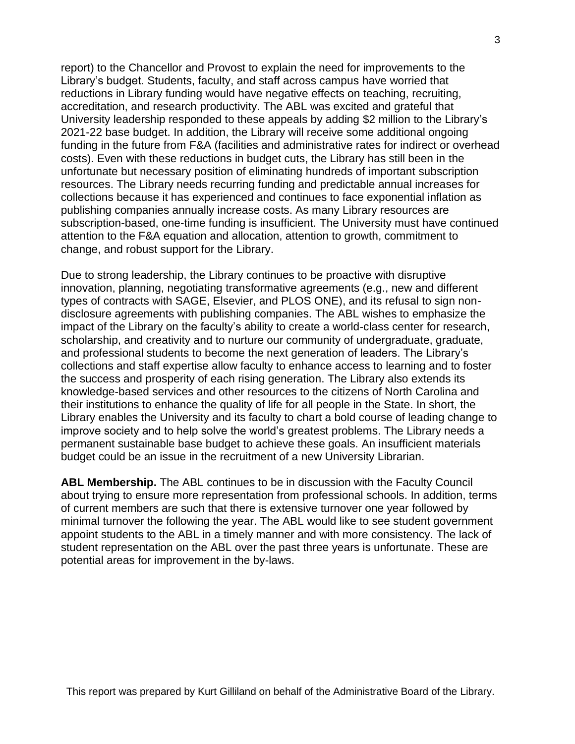report) to the Chancellor and Provost to explain the need for improvements to the Library's budget. Students, faculty, and staff across campus have worried that reductions in Library funding would have negative effects on teaching, recruiting, accreditation, and research productivity. The ABL was excited and grateful that University leadership responded to these appeals by adding $2 million to the Library's 2021-22 base budget. In addition, the Library will receive some additional ongoing funding in the future from F&A (facilities and administrative rates for indirect or overhead costs). Even with these reductions in budget cuts, the Library has still been in the unfortunate but necessary position of eliminating hundreds of important subscription resources. The Library needs recurring funding and predictable annual increases for collections because it has experienced and continues to face exponential inflation as publishing companies annually increase costs. As many Library resources are subscription-based, one-time funding is insufficient. The University must have continued attention to the F&A equation and allocation, attention to growth, commitment to change, and robust support for the Library.

Due to strong leadership, the Library continues to be proactive with disruptive innovation, planning, negotiating transformative agreements (e.g., new and different types of contracts with SAGE, Elsevier, and PLOS ONE), and its refusal to sign non-disclosure agreements with publishing companies. The ABL wishes to emphasize the impact of the Library on the faculty's ability to create a world-class center for research, scholarship, and creativity and to nurture our community of undergraduate, graduate, and professional students to become the next generation of leaders. The Library's collections and staff expertise allow faculty to enhance access to learning and to foster the success and prosperity of each rising generation. The Library also extends its knowledge-based services and other resources to the citizens of North Carolina and their institutions to enhance the quality of life for all people in the State. In short, the Library enables the University and its faculty to chart a bold course of leading change to improve society and to help solve the world's greatest problems. The Library needs a permanent sustainable base budget to achieve these goals. An insufficient materials budget could be an issue in the recruitment of a new University Librarian.

**ABL Membership.** The ABL continues to be in discussion with the Faculty Council about trying to ensure more representation from professional schools. In addition, terms of current members are such that there is extensive turnover one year followed by minimal turnover the following the year. The ABL would like to see student government appoint students to the ABL in a timely manner and with more consistency. The lack of student representation on the ABL over the past three years is unfortunate. These are potential areas for improvement in the by-laws.

This report was prepared by Kurt Gilliland on behalf of the Administrative Board of the Library.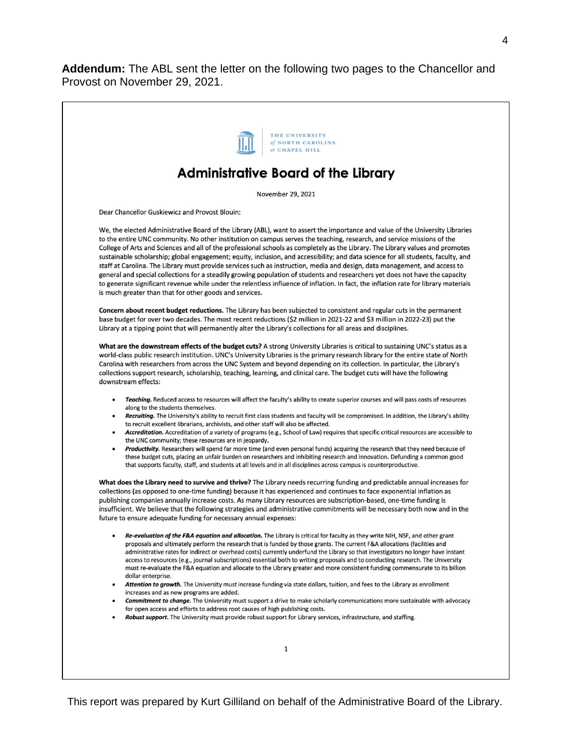**Addendum:** The ABL sent the letter on the following two pages to the Chancellor and Provost on November 29, 2021.

THE UNIVERSITY *of* NORTH CAROLINA *at* CHAPEL HILL

# Administrative Board of the Library

November 29, 2021

Dear Chancellor Guskiewicz and Provost Blouin:

We, the elected Administrative Board of the Library (ABL), want to assert the importance and value of the University Libraries to the entire UNC community. No other institution on campus serves the teaching, research, and service missions of the College of Arts and Sciences and all of the professional schools as completely as the Library. The Library values and promotes sustainable scholarship; global engagement; equity, inclusion, and accessibility; and data science for all students, faculty, and staff at Carolina. The Library must provide services such as instruction, media and design, data management, and access to general and special collections for a steadily growing population of students and researchers yet does not have the capacity to generate significant revenue while under the relentless influence of inflation. In fact, the inflation rate for library materials is much greater than that for other goods and services.

**Concern about recent budget reductions.** The Library has been subjected to consistent and regular cuts in the permanent base budget for over two decades. The most recent reductions ($2 million in 2021-22 and $3 million in 2022-23) put the Library at a tipping point that will permanently alter the Library's collections for all areas and disciplines.

**What are the downstream effects of the budget cuts?** A strong University Libraries is critical to sustaining UNC's status as a world-class public research institution. UNC's University Libraries is the primary research library for the entire state of North Carolina with researchers from across the UNC System and beyond depending on its collection. In particular, the Library's collections support research, scholarship, teaching, learning, and clinical care. The budget cuts will have the following downstream effects:

- ***Teaching.*** Reduced access to resources will affect the faculty's ability to create superior courses and will pass costs of resources along to the students themselves.
- ***Recruiting.*** The University's ability to recruit first class students and faculty will be compromised. In addition, the Library's ability to recruit excellent librarians, archivists, and other staff will also be affected.
- ***Accreditation.*** Accreditation of a variety of programs (e.g., School of Law) requires that specific critical resources are accessible to the UNC community; these resources are in jeopardy.
- ***Productivity.*** Researchers will spend far more time (and even personal funds) acquiring the research that they need because of these budget cuts, placing an unfair burden on researchers and inhibiting research and innovation. Defunding a common good that supports faculty, staff, and students at all levels and in all disciplines across campus is counterproductive.

**What does the Library need to survive and thrive?** The Library needs recurring funding and predictable annual increases for collections (as opposed to one-time funding) because it has experienced and continues to face exponential inflation as publishing companies annually increase costs. As many Library resources are subscription-based, one-time funding is insufficient. We believe that the following strategies and administrative commitments will be necessary both now and in the future to ensure adequate funding for necessary annual expenses:

- ***Re-evaluation of the F&A equation and allocation.*** The Library is critical for faculty as they write NIH, NSF, and other grant proposals and ultimately perform the research that is funded by those grants. The current F&A allocations (facilities and administrative rates for indirect or overhead costs) currently underfund the Library so that investigators no longer have instant access to resources (e.g., journal subscriptions) essential both to writing proposals and to conducting research. The University must re-evaluate the F&A equation and allocate to the Library greater and more consistent funding commensurate to its billion dollar enterprise.
- ***Attention to growth.*** The University must increase funding via state dollars, tuition, and fees to the Library as enrollment increases and as new programs are added.
- ***Commitment to change.*** The University must support a drive to make scholarly communications more sustainable with advocacy for open access and efforts to address root causes of high publishing costs.
- ***Robust support.*** The University must provide robust support for Library services, infrastructure, and staffing.

This report was prepared by Kurt Gilliland on behalf of the Administrative Board of the Library.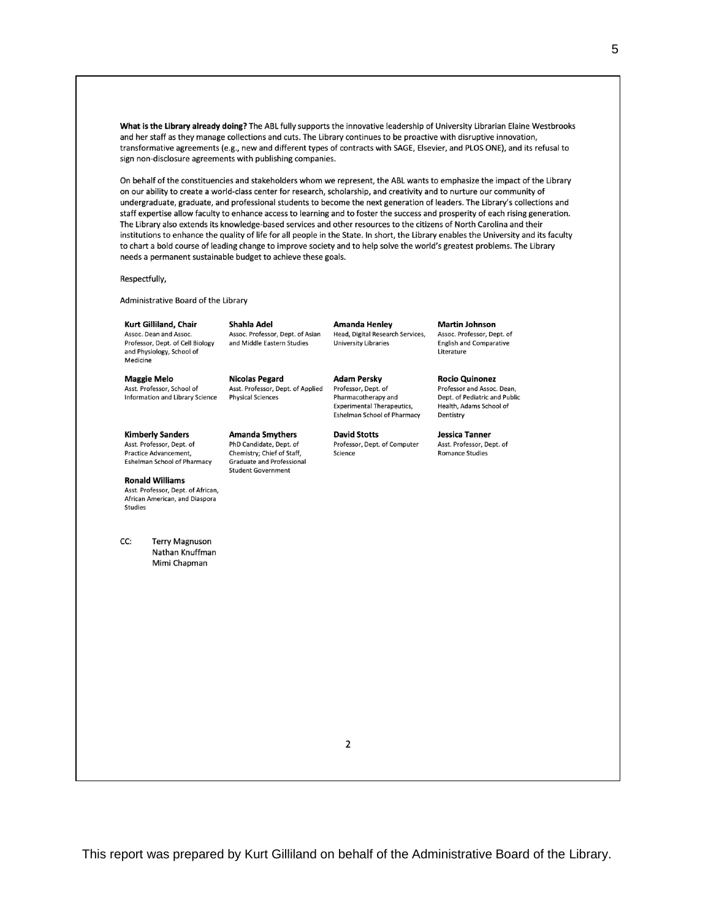**What is the Library already doing?** The ABL fully supports the innovative leadership of University Librarian Elaine Westbrooks and her staff as they manage collections and cuts. The Library continues to be proactive with disruptive innovation, transformative agreements (e.g., new and different types of contracts with SAGE, Elsevier, and PLOS ONE), and its refusal to sign non-disclosure agreements with publishing companies.

On behalf of the constituencies and stakeholders whom we represent, the ABL wants to emphasize the impact of the Library on our ability to create a world-class center for research, scholarship, and creativity and to nurture our community of undergraduate, graduate, and professional students to become the next generation of leaders. The Library's collections and staff expertise allow faculty to enhance access to learning and to foster the success and prosperity of each rising generation. The Library also extends its knowledge-based services and other resources to the citizens of North Carolina and their institutions to enhance the quality of life for all people in the State. In short, the Library enables the University and its faculty to chart a bold course of leading change to improve society and to help solve the world's greatest problems. The Library needs a permanent sustainable budget to achieve these goals.

Respectfully,

Administrative Board of the Library

**Kurt Gilliland, Chair**
Assoc. Dean and Assoc. Professor, Dept. of Cell Biology and Physiology, School of Medicine

**Shahla Adel**
Assoc. Professor, Dept. of Asian and Middle Eastern Studies

**Amanda Henley**
Head, Digital Research Services, University Libraries

**Martin Johnson**
Assoc. Professor, Dept. of English and Comparative Literature

**Maggie Melo**
Asst. Professor, School of Information and Library Science

**Nicolas Pegard**
Asst. Professor, Dept. of Applied Physical Sciences

**Adam Persky**
Professor, Dept. of Pharmacotherapy and Experimental Therapeutics, Eshelman School of Pharmacy

**Rocio Quinonez**
Professor and Assoc. Dean, Dept. of Pediatric and Public Health, Adams School of Dentistry

**Kimberly Sanders**
Asst. Professor, Dept. of Practice Advancement, Eshelman School of Pharmacy

**Amanda Smythers**
PhD Candidate, Dept. of Chemistry; Chief of Staff, Graduate and Professional Student Government

**David Stotts**
Professor, Dept. of Computer Science

**Jessica Tanner**
Asst. Professor, Dept. of Romance Studies

**Ronald Williams**
Asst. Professor, Dept. of African, African American, and Diaspora Studies

CC: Terry Magnuson
Nathan Knuffman
Mimi Chapman

This report was prepared by Kurt Gilliland on behalf of the Administrative Board of the Library.